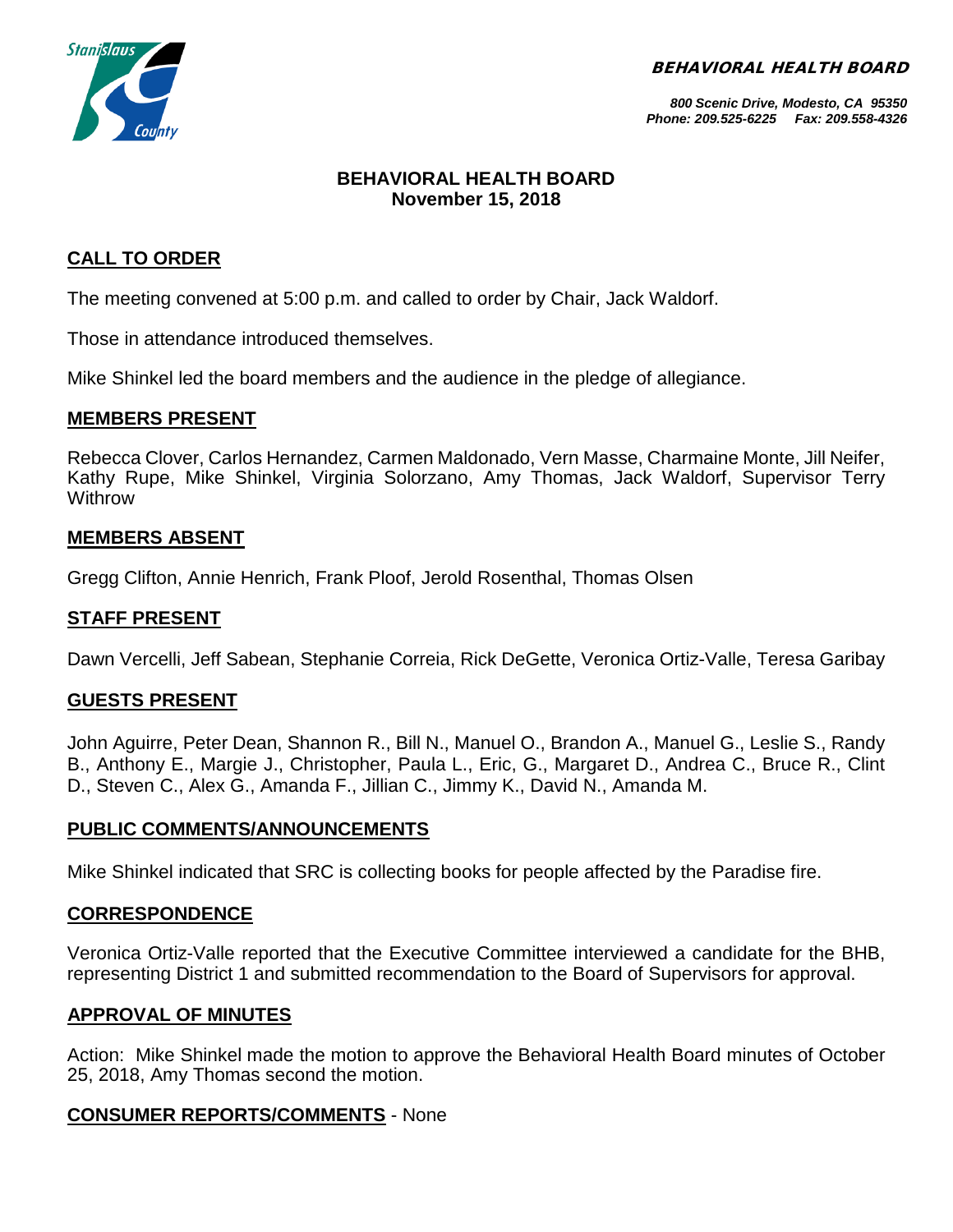**BEHAVIORAL HEALTH BOARD**

*800 Scenic Drive, Modesto, CA 95350*
*Phone: 209.525-6225 Fax: 209.558-4326*

# BEHAVIORAL HEALTH BOARD
## November 15, 2018

## CALL TO ORDER

The meeting convened at 5:00 p.m. and called to order by Chair, Jack Waldorf.

Those in attendance introduced themselves.

Mike Shinkel led the board members and the audience in the pledge of allegiance.

## MEMBERS PRESENT

Rebecca Clover, Carlos Hernandez, Carmen Maldonado, Vern Masse, Charmaine Monte, Jill Neifer, Kathy Rupe, Mike Shinkel, Virginia Solorzano, Amy Thomas, Jack Waldorf, Supervisor Terry Withrow

## MEMBERS ABSENT

Gregg Clifton, Annie Henrich, Frank Ploof, Jerold Rosenthal, Thomas Olsen

## STAFF PRESENT

Dawn Vercelli, Jeff Sabean, Stephanie Correia, Rick DeGette, Veronica Ortiz-Valle, Teresa Garibay

## GUESTS PRESENT

John Aguirre, Peter Dean, Shannon R., Bill N., Manuel O., Brandon A., Manuel G., Leslie S., Randy B., Anthony E., Margie J., Christopher, Paula L., Eric, G., Margaret D., Andrea C., Bruce R., Clint D., Steven C., Alex G., Amanda F., Jillian C., Jimmy K., David N., Amanda M.

## PUBLIC COMMENTS/ANNOUNCEMENTS

Mike Shinkel indicated that SRC is collecting books for people affected by the Paradise fire.

## CORRESPONDENCE

Veronica Ortiz-Valle reported that the Executive Committee interviewed a candidate for the BHB, representing District 1 and submitted recommendation to the Board of Supervisors for approval.

## APPROVAL OF MINUTES

Action: Mike Shinkel made the motion to approve the Behavioral Health Board minutes of October 25, 2018, Amy Thomas second the motion.

## CONSUMER REPORTS/COMMENTS - None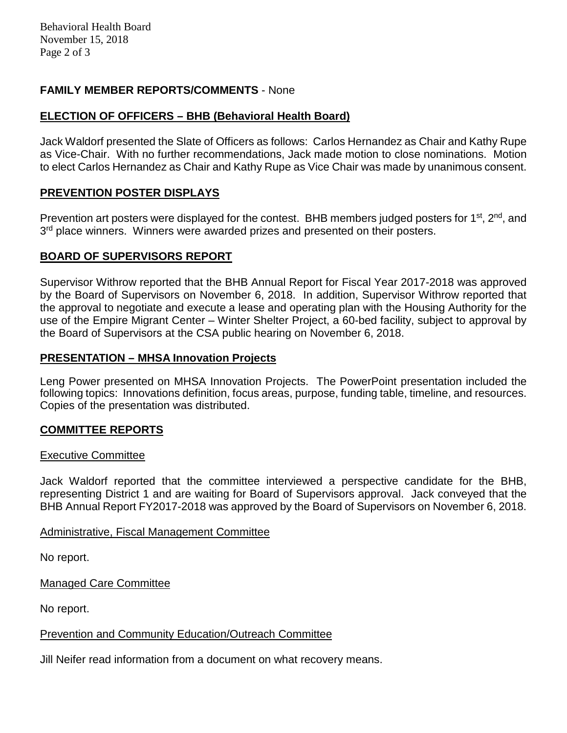**FAMILY MEMBER REPORTS/COMMENTS** - None

## ELECTION OF OFFICERS – BHB (Behavioral Health Board)

Jack Waldorf presented the Slate of Officers as follows: Carlos Hernandez as Chair and Kathy Rupe as Vice-Chair. With no further recommendations, Jack made motion to close nominations. Motion to elect Carlos Hernandez as Chair and Kathy Rupe as Vice Chair was made by unanimous consent.

## PREVENTION POSTER DISPLAYS

Prevention art posters were displayed for the contest. BHB members judged posters for 1st, 2nd, and 3rd place winners. Winners were awarded prizes and presented on their posters.

## BOARD OF SUPERVISORS REPORT

Supervisor Withrow reported that the BHB Annual Report for Fiscal Year 2017-2018 was approved by the Board of Supervisors on November 6, 2018. In addition, Supervisor Withrow reported that the approval to negotiate and execute a lease and operating plan with the Housing Authority for the use of the Empire Migrant Center – Winter Shelter Project, a 60-bed facility, subject to approval by the Board of Supervisors at the CSA public hearing on November 6, 2018.

## PRESENTATION – MHSA Innovation Projects

Leng Power presented on MHSA Innovation Projects. The PowerPoint presentation included the following topics: Innovations definition, focus areas, purpose, funding table, timeline, and resources. Copies of the presentation was distributed.

## COMMITTEE REPORTS

### Executive Committee

Jack Waldorf reported that the committee interviewed a perspective candidate for the BHB, representing District 1 and are waiting for Board of Supervisors approval. Jack conveyed that the BHB Annual Report FY2017-2018 was approved by the Board of Supervisors on November 6, 2018.

### Administrative, Fiscal Management Committee

No report.

### Managed Care Committee

No report.

### Prevention and Community Education/Outreach Committee

Jill Neifer read information from a document on what recovery means.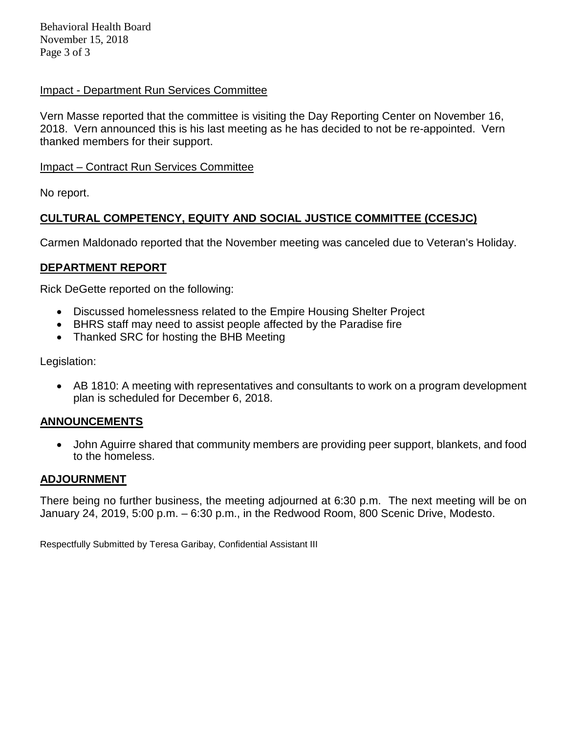Impact - Department Run Services Committee

Vern Masse reported that the committee is visiting the Day Reporting Center on November 16, 2018. Vern announced this is his last meeting as he has decided to not be re-appointed. Vern thanked members for their support.

Impact – Contract Run Services Committee

No report.

## CULTURAL COMPETENCY, EQUITY AND SOCIAL JUSTICE COMMITTEE (CCESJC)

Carmen Maldonado reported that the November meeting was canceled due to Veteran's Holiday.

## DEPARTMENT REPORT

Rick DeGette reported on the following:

- Discussed homelessness related to the Empire Housing Shelter Project
- BHRS staff may need to assist people affected by the Paradise fire
- Thanked SRC for hosting the BHB Meeting

Legislation:

- AB 1810: A meeting with representatives and consultants to work on a program development plan is scheduled for December 6, 2018.

## ANNOUNCEMENTS

- John Aguirre shared that community members are providing peer support, blankets, and food to the homeless.

## ADJOURNMENT

There being no further business, the meeting adjourned at 6:30 p.m. The next meeting will be on January 24, 2019, 5:00 p.m. – 6:30 p.m., in the Redwood Room, 800 Scenic Drive, Modesto.

Respectfully Submitted by Teresa Garibay, Confidential Assistant III